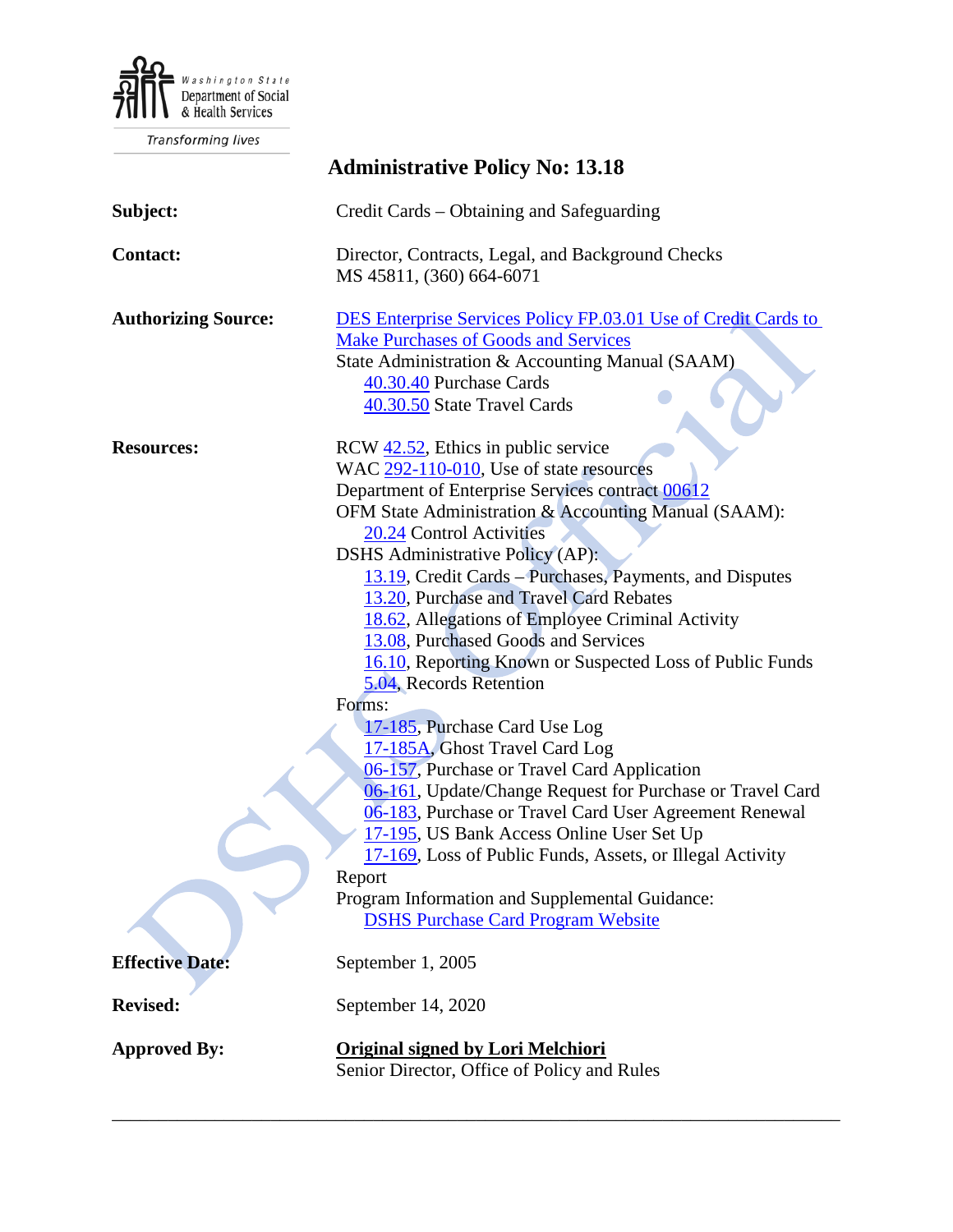Washington State Department of Social & Health Services

Transforming lives

# Administrative Policy No: 13.18

**Subject:** Credit Cards – Obtaining and Safeguarding

**Contact:** Director, Contracts, Legal, and Background Checks
MS 45811, (360) 664-6071

**Authorizing Source:** DES Enterprise Services Policy FP.03.01 Use of Credit Cards to Make Purchases of Goods and Services
State Administration & Accounting Manual (SAAM)
- 40.30.40 Purchase Cards
- 40.30.50 State Travel Cards

**Resources:** RCW 42.52, Ethics in public service
WAC 292-110-010, Use of state resources
Department of Enterprise Services contract 00612
OFM State Administration & Accounting Manual (SAAM):
- 20.24 Control Activities

DSHS Administrative Policy (AP):
- 13.19, Credit Cards – Purchases, Payments, and Disputes
- 13.20, Purchase and Travel Card Rebates
- 18.62, Allegations of Employee Criminal Activity
- 13.08, Purchased Goods and Services
- 16.10, Reporting Known or Suspected Loss of Public Funds
- 5.04, Records Retention

Forms:
- 17-185, Purchase Card Use Log
- 17-185A, Ghost Travel Card Log
- 06-157, Purchase or Travel Card Application
- 06-161, Update/Change Request for Purchase or Travel Card
- 06-183, Purchase or Travel Card User Agreement Renewal
- 17-195, US Bank Access Online User Set Up
- 17-169, Loss of Public Funds, Assets, or Illegal Activity Report

Program Information and Supplemental Guidance:
- DSHS Purchase Card Program Website

**Effective Date:** September 1, 2005

**Revised:** September 14, 2020

**Approved By:** **Original signed by Lori Melchiori**
Senior Director, Office of Policy and Rules

---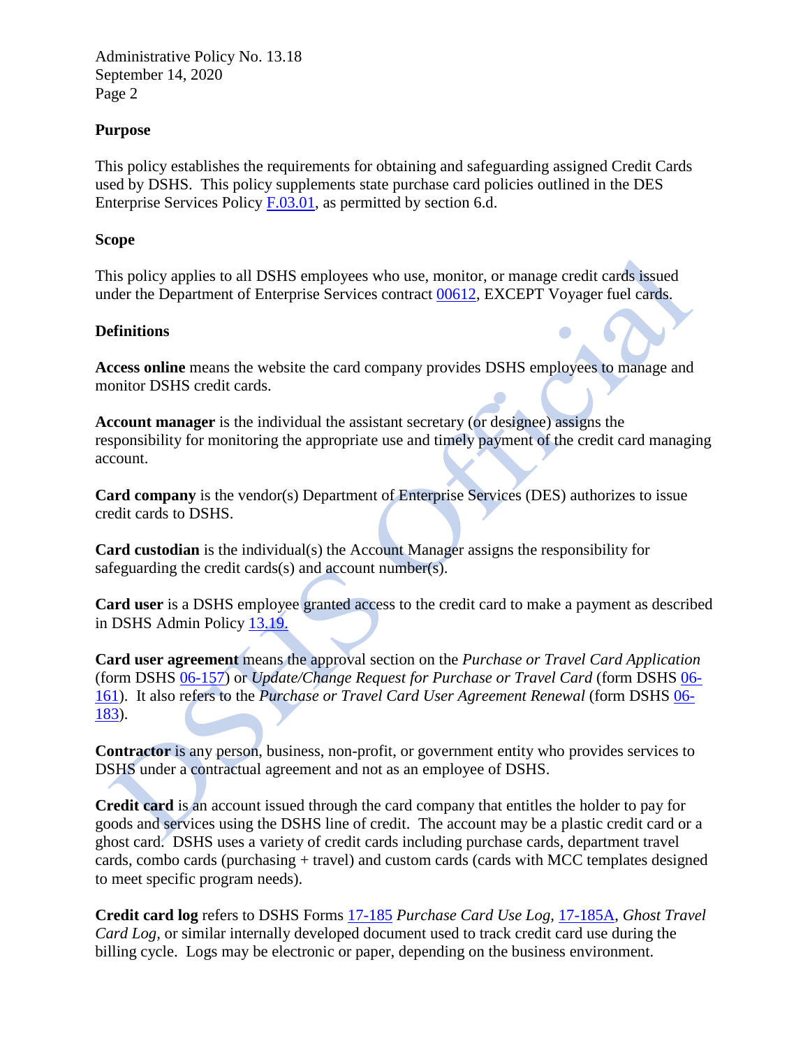## Purpose

This policy establishes the requirements for obtaining and safeguarding assigned Credit Cards used by DSHS. This policy supplements state purchase card policies outlined in the DES Enterprise Services Policy F.03.01, as permitted by section 6.d.

## Scope

This policy applies to all DSHS employees who use, monitor, or manage credit cards issued under the Department of Enterprise Services contract 00612, EXCEPT Voyager fuel cards.

## Definitions

**Access online** means the website the card company provides DSHS employees to manage and monitor DSHS credit cards.

**Account manager** is the individual the assistant secretary (or designee) assigns the responsibility for monitoring the appropriate use and timely payment of the credit card managing account.

**Card company** is the vendor(s) Department of Enterprise Services (DES) authorizes to issue credit cards to DSHS.

**Card custodian** is the individual(s) the Account Manager assigns the responsibility for safeguarding the credit cards(s) and account number(s).

**Card user** is a DSHS employee granted access to the credit card to make a payment as described in DSHS Admin Policy 13.19.

**Card user agreement** means the approval section on the *Purchase or Travel Card Application* (form DSHS 06-157) or *Update/Change Request for Purchase or Travel Card* (form DSHS 06-161). It also refers to the *Purchase or Travel Card User Agreement Renewal* (form DSHS 06-183).

**Contractor** is any person, business, non-profit, or government entity who provides services to DSHS under a contractual agreement and not as an employee of DSHS.

**Credit card** is an account issued through the card company that entitles the holder to pay for goods and services using the DSHS line of credit. The account may be a plastic credit card or a ghost card. DSHS uses a variety of credit cards including purchase cards, department travel cards, combo cards (purchasing + travel) and custom cards (cards with MCC templates designed to meet specific program needs).

**Credit card log** refers to DSHS Forms 17-185 *Purchase Card Use Log*, 17-185A, *Ghost Travel Card Log*, or similar internally developed document used to track credit card use during the billing cycle. Logs may be electronic or paper, depending on the business environment.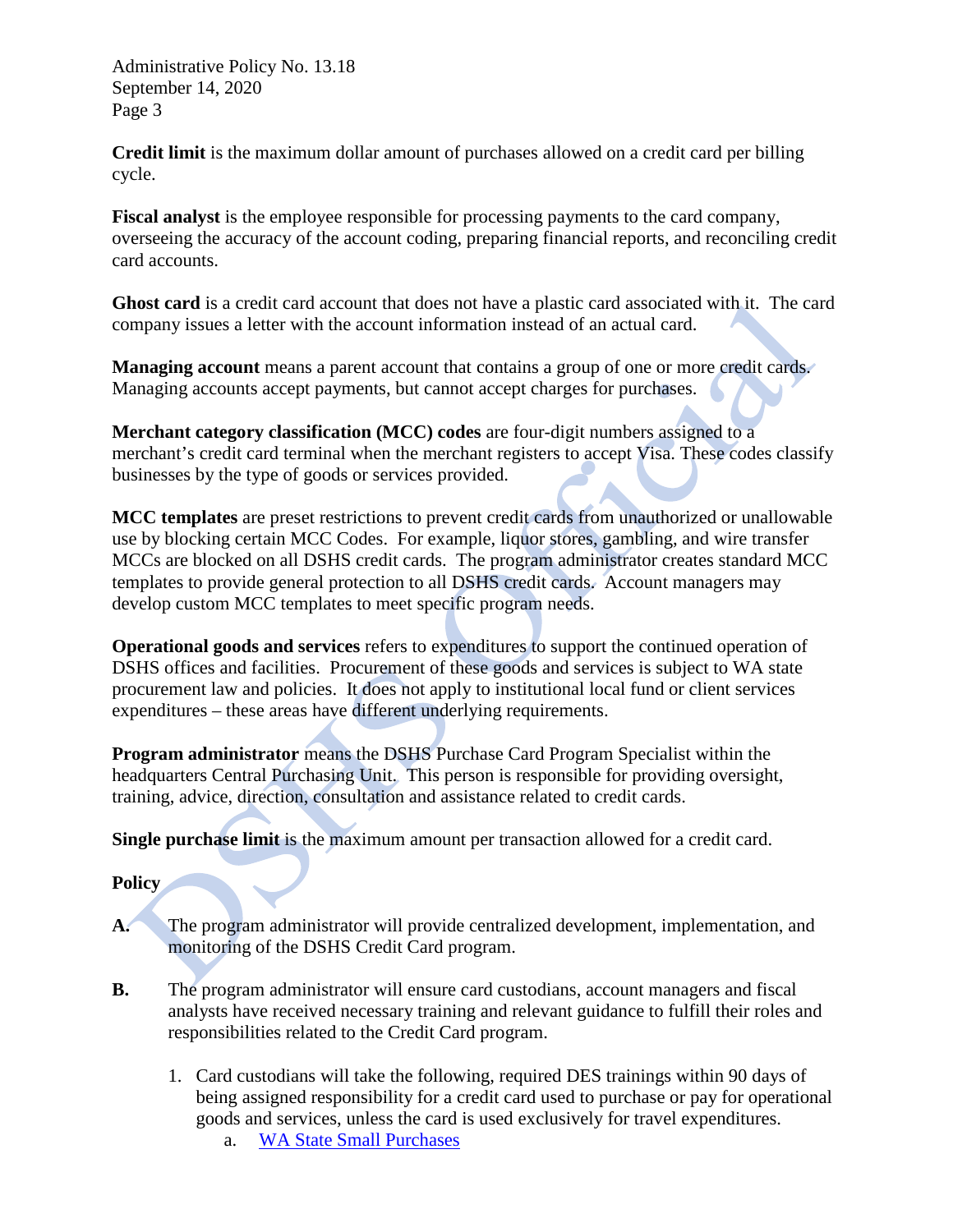**Credit limit** is the maximum dollar amount of purchases allowed on a credit card per billing cycle.

**Fiscal analyst** is the employee responsible for processing payments to the card company, overseeing the accuracy of the account coding, preparing financial reports, and reconciling credit card accounts.

**Ghost card** is a credit card account that does not have a plastic card associated with it. The card company issues a letter with the account information instead of an actual card.

**Managing account** means a parent account that contains a group of one or more credit cards. Managing accounts accept payments, but cannot accept charges for purchases.

**Merchant category classification (MCC) codes** are four-digit numbers assigned to a merchant's credit card terminal when the merchant registers to accept Visa. These codes classify businesses by the type of goods or services provided.

**MCC templates** are preset restrictions to prevent credit cards from unauthorized or unallowable use by blocking certain MCC Codes. For example, liquor stores, gambling, and wire transfer MCCs are blocked on all DSHS credit cards. The program administrator creates standard MCC templates to provide general protection to all DSHS credit cards. Account managers may develop custom MCC templates to meet specific program needs.

**Operational goods and services** refers to expenditures to support the continued operation of DSHS offices and facilities. Procurement of these goods and services is subject to WA state procurement law and policies. It does not apply to institutional local fund or client services expenditures – these areas have different underlying requirements.

**Program administrator** means the DSHS Purchase Card Program Specialist within the headquarters Central Purchasing Unit. This person is responsible for providing oversight, training, advice, direction, consultation and assistance related to credit cards.

**Single purchase limit** is the maximum amount per transaction allowed for a credit card.

## Policy

**A.** The program administrator will provide centralized development, implementation, and monitoring of the DSHS Credit Card program.

**B.** The program administrator will ensure card custodians, account managers and fiscal analysts have received necessary training and relevant guidance to fulfill their roles and responsibilities related to the Credit Card program.

1. Card custodians will take the following, required DES trainings within 90 days of being assigned responsibility for a credit card used to purchase or pay for operational goods and services, unless the card is used exclusively for travel expenditures.
    a. WA State Small Purchases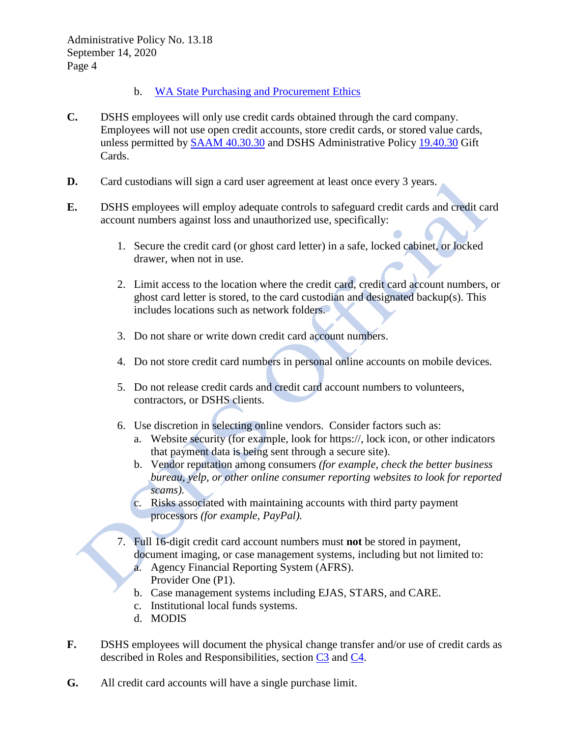b. [WA State Purchasing and Procurement Ethics]()

**C.** DSHS employees will only use credit cards obtained through the card company. Employees will not use open credit accounts, store credit cards, or stored value cards, unless permitted by [SAAM 40.30.30]() and DSHS Administrative Policy [19.40.30]() Gift Cards.

**D.** Card custodians will sign a card user agreement at least once every 3 years.

**E.** DSHS employees will employ adequate controls to safeguard credit cards and credit card account numbers against loss and unauthorized use, specifically:

1. Secure the credit card (or ghost card letter) in a safe, locked cabinet, or locked drawer, when not in use.

2. Limit access to the location where the credit card, credit card account numbers, or ghost card letter is stored, to the card custodian and designated backup(s). This includes locations such as network folders.

3. Do not share or write down credit card account numbers.

4. Do not store credit card numbers in personal online accounts on mobile devices.

5. Do not release credit cards and credit card account numbers to volunteers, contractors, or DSHS clients.

6. Use discretion in selecting online vendors. Consider factors such as:
   a. Website security (for example, look for https://, lock icon, or other indicators that payment data is being sent through a secure site).
   b. Vendor reputation among consumers *(for example, check the better business bureau, yelp, or other online consumer reporting websites to look for reported scams).*
   c. Risks associated with maintaining accounts with third party payment processors *(for example, PayPal).*

7. Full 16-digit credit card account numbers must **not** be stored in payment, document imaging, or case management systems, including but not limited to:
   a. Agency Financial Reporting System (AFRS).
      Provider One (P1).
   b. Case management systems including EJAS, STARS, and CARE.
   c. Institutional local funds systems.
   d. MODIS

**F.** DSHS employees will document the physical change transfer and/or use of credit cards as described in Roles and Responsibilities, section [C3]() and [C4]().

**G.** All credit card accounts will have a single purchase limit.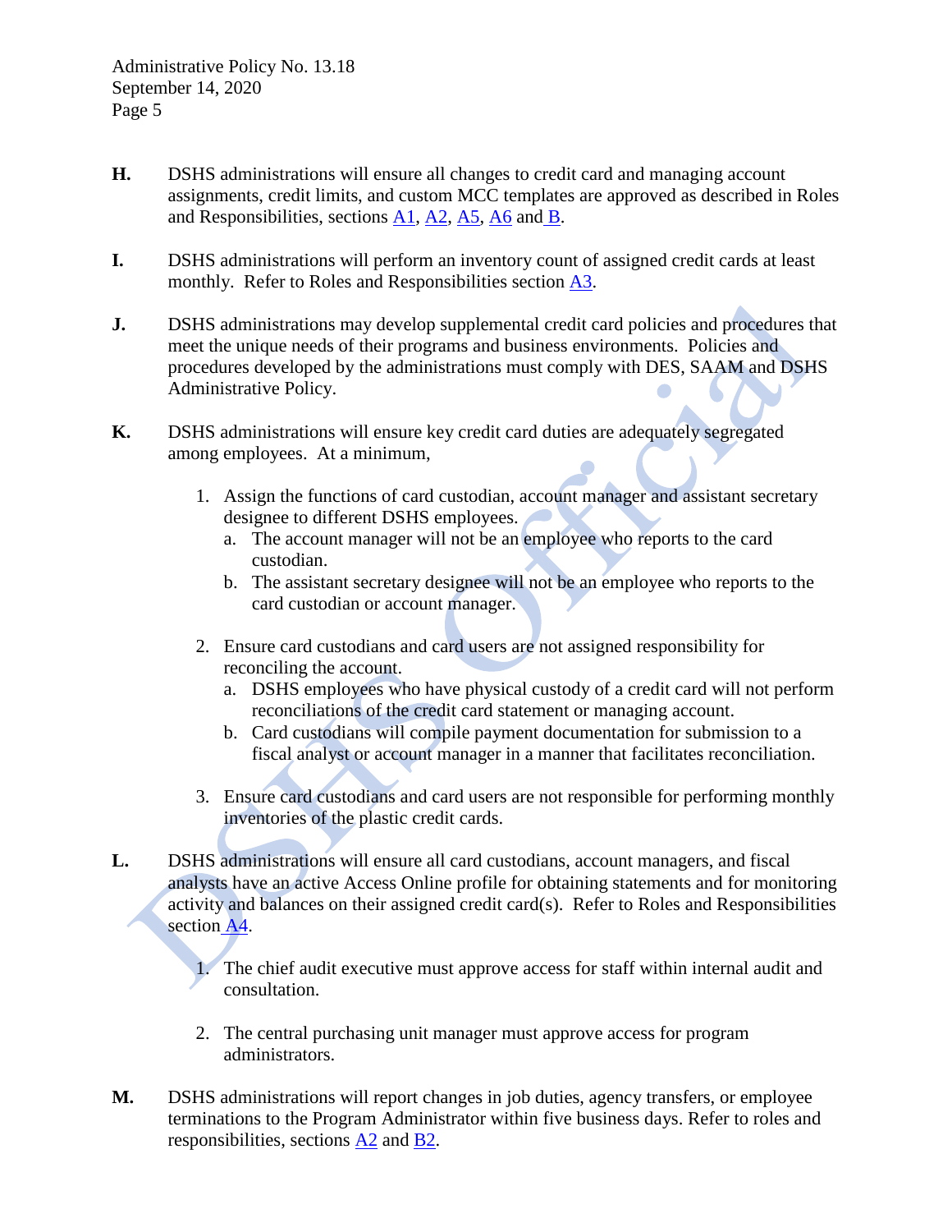**H.** DSHS administrations will ensure all changes to credit card and managing account assignments, credit limits, and custom MCC templates are approved as described in Roles and Responsibilities, sections A1, A2, A5, A6 and B.

**I.** DSHS administrations will perform an inventory count of assigned credit cards at least monthly. Refer to Roles and Responsibilities section A3.

**J.** DSHS administrations may develop supplemental credit card policies and procedures that meet the unique needs of their programs and business environments. Policies and procedures developed by the administrations must comply with DES, SAAM and DSHS Administrative Policy.

**K.** DSHS administrations will ensure key credit card duties are adequately segregated among employees. At a minimum,

1. Assign the functions of card custodian, account manager and assistant secretary designee to different DSHS employees.
   a. The account manager will not be an employee who reports to the card custodian.
   b. The assistant secretary designee will not be an employee who reports to the card custodian or account manager.

2. Ensure card custodians and card users are not assigned responsibility for reconciling the account.
   a. DSHS employees who have physical custody of a credit card will not perform reconciliations of the credit card statement or managing account.
   b. Card custodians will compile payment documentation for submission to a fiscal analyst or account manager in a manner that facilitates reconciliation.

3. Ensure card custodians and card users are not responsible for performing monthly inventories of the plastic credit cards.

**L.** DSHS administrations will ensure all card custodians, account managers, and fiscal analysts have an active Access Online profile for obtaining statements and for monitoring activity and balances on their assigned credit card(s). Refer to Roles and Responsibilities section A4.

1. The chief audit executive must approve access for staff within internal audit and consultation.

2. The central purchasing unit manager must approve access for program administrators.

**M.** DSHS administrations will report changes in job duties, agency transfers, or employee terminations to the Program Administrator within five business days. Refer to roles and responsibilities, sections A2 and B2.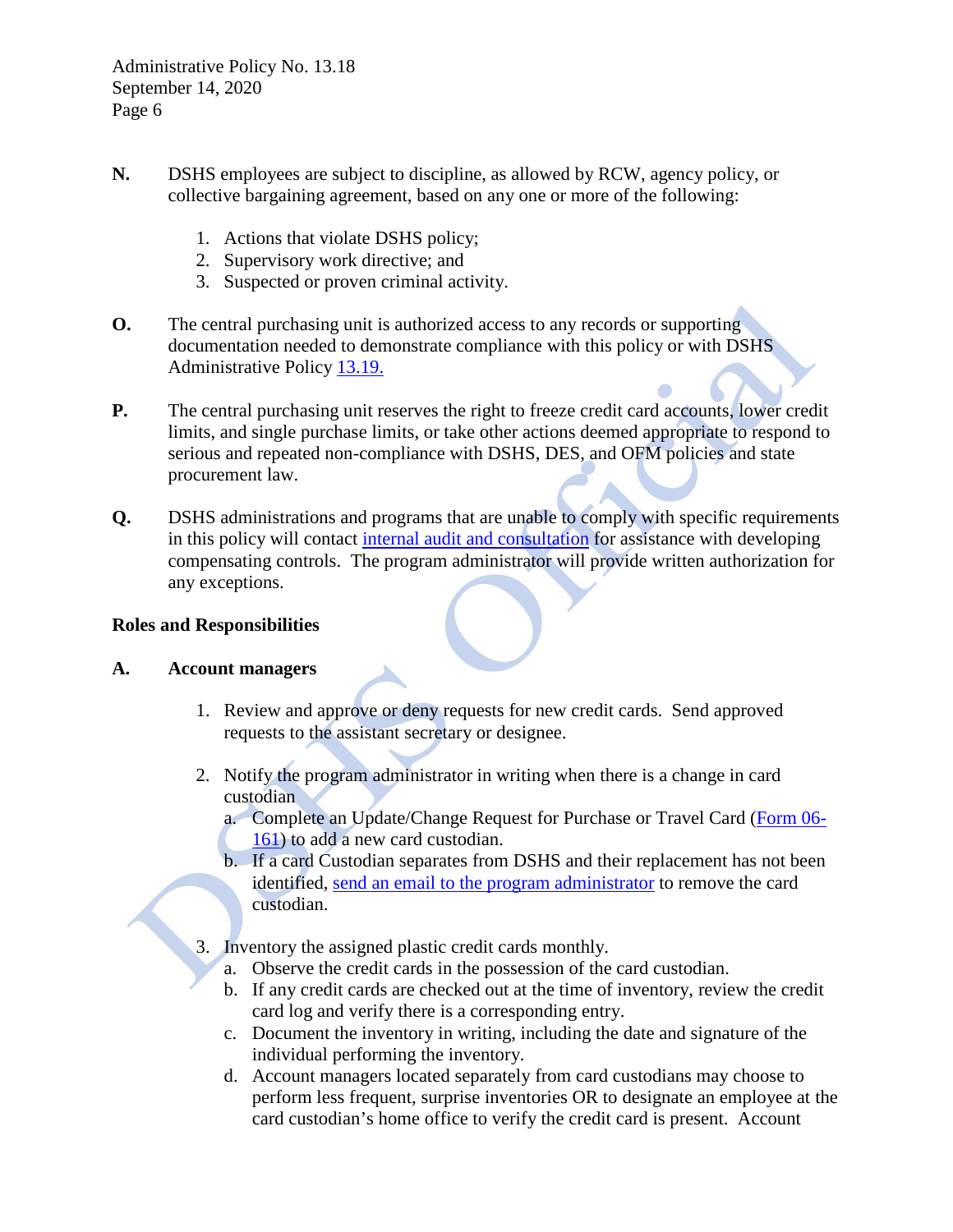**N.** DSHS employees are subject to discipline, as allowed by RCW, agency policy, or collective bargaining agreement, based on any one or more of the following:

1. Actions that violate DSHS policy;
2. Supervisory work directive; and
3. Suspected or proven criminal activity.

**O.** The central purchasing unit is authorized access to any records or supporting documentation needed to demonstrate compliance with this policy or with DSHS Administrative Policy 13.19.

**P.** The central purchasing unit reserves the right to freeze credit card accounts, lower credit limits, and single purchase limits, or take other actions deemed appropriate to respond to serious and repeated non-compliance with DSHS, DES, and OFM policies and state procurement law.

**Q.** DSHS administrations and programs that are unable to comply with specific requirements in this policy will contact internal audit and consultation for assistance with developing compensating controls. The program administrator will provide written authorization for any exceptions.

## Roles and Responsibilities

### A. Account managers

1. Review and approve or deny requests for new credit cards. Send approved requests to the assistant secretary or designee.

2. Notify the program administrator in writing when there is a change in card custodian
   a. Complete an Update/Change Request for Purchase or Travel Card (Form 06-161) to add a new card custodian.
   b. If a card Custodian separates from DSHS and their replacement has not been identified, send an email to the program administrator to remove the card custodian.

3. Inventory the assigned plastic credit cards monthly.
   a. Observe the credit cards in the possession of the card custodian.
   b. If any credit cards are checked out at the time of inventory, review the credit card log and verify there is a corresponding entry.
   c. Document the inventory in writing, including the date and signature of the individual performing the inventory.
   d. Account managers located separately from card custodians may choose to perform less frequent, surprise inventories OR to designate an employee at the card custodian's home office to verify the credit card is present. Account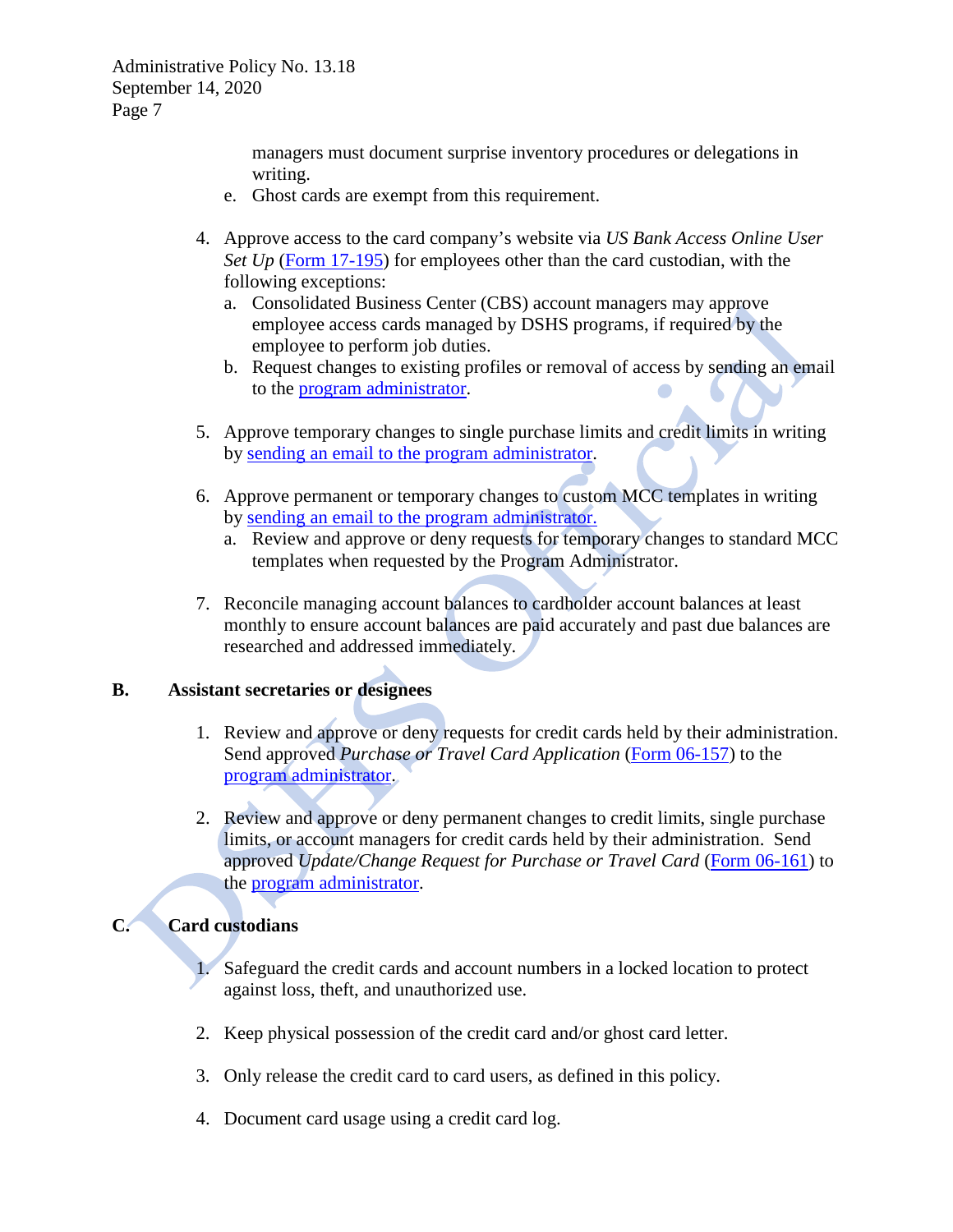managers must document surprise inventory procedures or delegations in writing.

e. Ghost cards are exempt from this requirement.

4. Approve access to the card company's website via *US Bank Access Online User Set Up* (Form 17-195) for employees other than the card custodian, with the following exceptions:
   a. Consolidated Business Center (CBS) account managers may approve employee access cards managed by DSHS programs, if required by the employee to perform job duties.
   b. Request changes to existing profiles or removal of access by sending an email to the program administrator.

5. Approve temporary changes to single purchase limits and credit limits in writing by sending an email to the program administrator.

6. Approve permanent or temporary changes to custom MCC templates in writing by sending an email to the program administrator.
   a. Review and approve or deny requests for temporary changes to standard MCC templates when requested by the Program Administrator.

7. Reconcile managing account balances to cardholder account balances at least monthly to ensure account balances are paid accurately and past due balances are researched and addressed immediately.

**B. Assistant secretaries or designees**

1. Review and approve or deny requests for credit cards held by their administration. Send approved *Purchase or Travel Card Application* (Form 06-157) to the program administrator.

2. Review and approve or deny permanent changes to credit limits, single purchase limits, or account managers for credit cards held by their administration. Send approved *Update/Change Request for Purchase or Travel Card* (Form 06-161) to the program administrator.

**C. Card custodians**

1. Safeguard the credit cards and account numbers in a locked location to protect against loss, theft, and unauthorized use.

2. Keep physical possession of the credit card and/or ghost card letter.

3. Only release the credit card to card users, as defined in this policy.

4. Document card usage using a credit card log.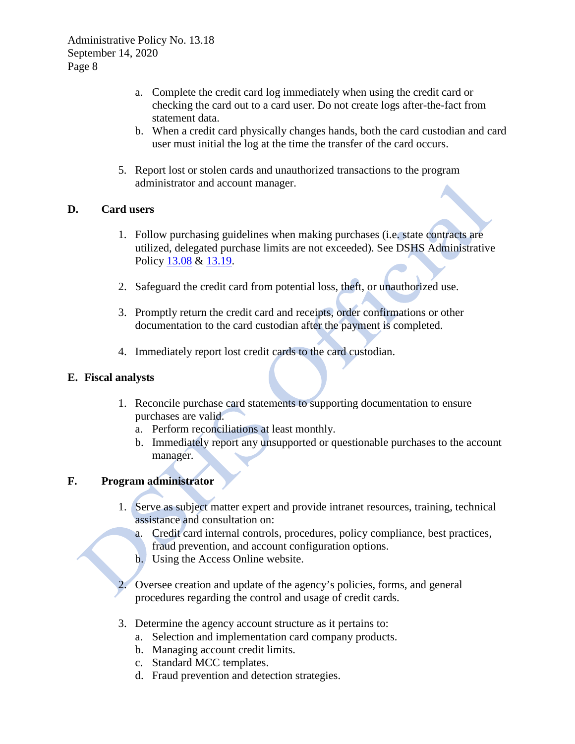a. Complete the credit card log immediately when using the credit card or checking the card out to a card user. Do not create logs after-the-fact from statement data.
b. When a credit card physically changes hands, both the card custodian and card user must initial the log at the time the transfer of the card occurs.

5. Report lost or stolen cards and unauthorized transactions to the program administrator and account manager.

**D. Card users**

1. Follow purchasing guidelines when making purchases (i.e. state contracts are utilized, delegated purchase limits are not exceeded). See DSHS Administrative Policy 13.08 & 13.19.

2. Safeguard the credit card from potential loss, theft, or unauthorized use.

3. Promptly return the credit card and receipts, order confirmations or other documentation to the card custodian after the payment is completed.

4. Immediately report lost credit cards to the card custodian.

**E. Fiscal analysts**

1. Reconcile purchase card statements to supporting documentation to ensure purchases are valid.
   a. Perform reconciliations at least monthly.
   b. Immediately report any unsupported or questionable purchases to the account manager.

**F. Program administrator**

1. Serve as subject matter expert and provide intranet resources, training, technical assistance and consultation on:
   a. Credit card internal controls, procedures, policy compliance, best practices, fraud prevention, and account configuration options.
   b. Using the Access Online website.

2. Oversee creation and update of the agency's policies, forms, and general procedures regarding the control and usage of credit cards.

3. Determine the agency account structure as it pertains to:
   a. Selection and implementation card company products.
   b. Managing account credit limits.
   c. Standard MCC templates.
   d. Fraud prevention and detection strategies.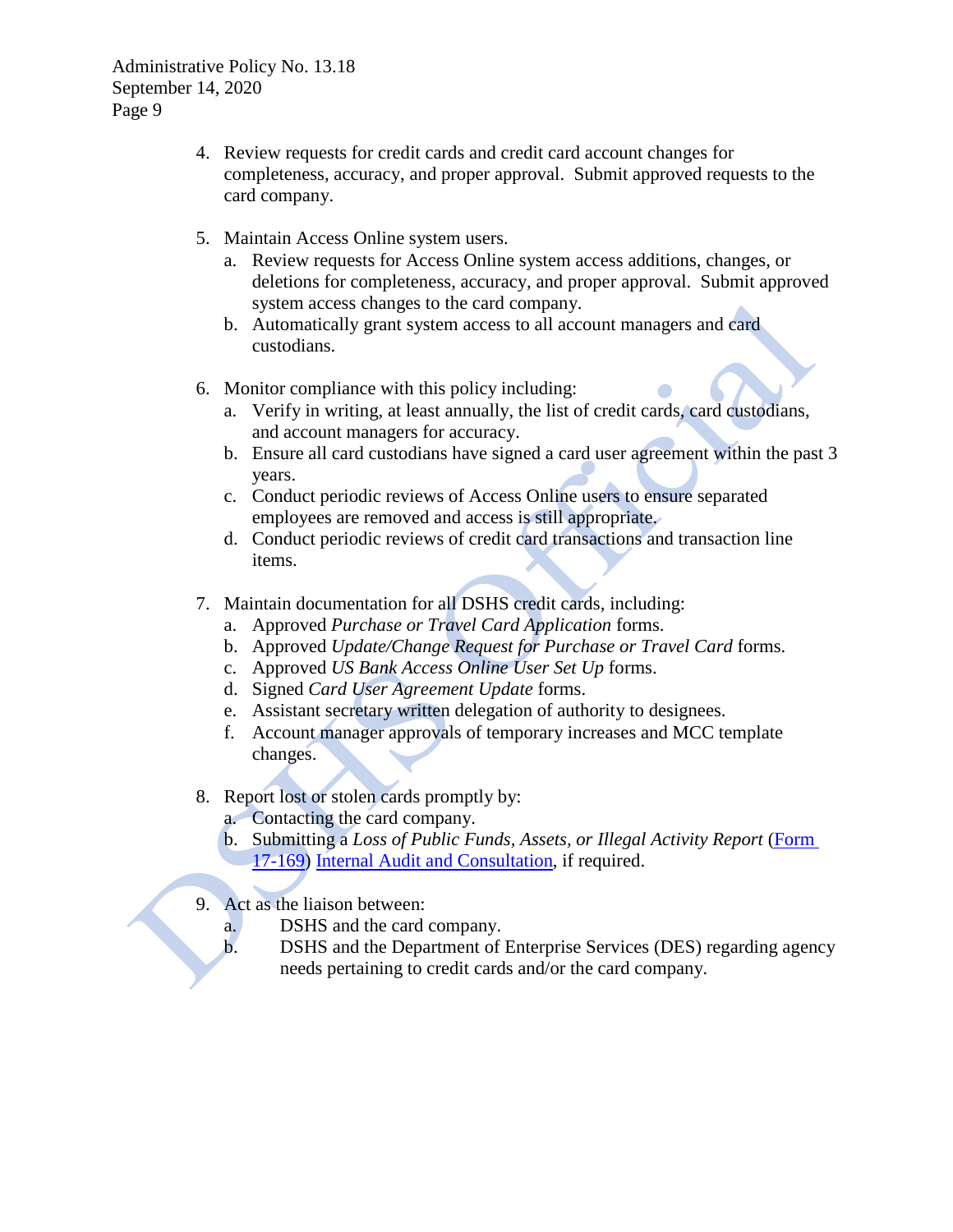4. Review requests for credit cards and credit card account changes for completeness, accuracy, and proper approval. Submit approved requests to the card company.

5. Maintain Access Online system users.
   a. Review requests for Access Online system access additions, changes, or deletions for completeness, accuracy, and proper approval. Submit approved system access changes to the card company.
   b. Automatically grant system access to all account managers and card custodians.

6. Monitor compliance with this policy including:
   a. Verify in writing, at least annually, the list of credit cards, card custodians, and account managers for accuracy.
   b. Ensure all card custodians have signed a card user agreement within the past 3 years.
   c. Conduct periodic reviews of Access Online users to ensure separated employees are removed and access is still appropriate.
   d. Conduct periodic reviews of credit card transactions and transaction line items.

7. Maintain documentation for all DSHS credit cards, including:
   a. Approved *Purchase or Travel Card Application* forms.
   b. Approved *Update/Change Request for Purchase or Travel Card* forms.
   c. Approved *US Bank Access Online User Set Up* forms.
   d. Signed *Card User Agreement Update* forms.
   e. Assistant secretary written delegation of authority to designees.
   f. Account manager approvals of temporary increases and MCC template changes.

8. Report lost or stolen cards promptly by:
   a. Contacting the card company.
   b. Submitting a *Loss of Public Funds, Assets, or Illegal Activity Report* (Form 17-169) Internal Audit and Consultation, if required.

9. Act as the liaison between:
   a. DSHS and the card company.
   b. DSHS and the Department of Enterprise Services (DES) regarding agency needs pertaining to credit cards and/or the card company.